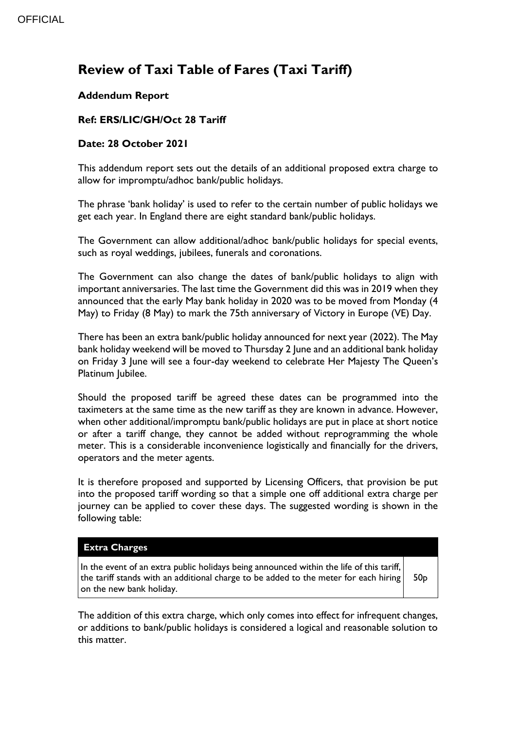# Review of Taxi Table of Fares (Taxi Tariff)

**Addendum Report**

**Ref: ERS/LIC/GH/Oct 28 Tariff**

**Date: 28 October 2021**

This addendum report sets out the details of an additional proposed extra charge to allow for impromptu/adhoc bank/public holidays.

The phrase 'bank holiday' is used to refer to the certain number of public holidays we get each year. In England there are eight standard bank/public holidays.

The Government can allow additional/adhoc bank/public holidays for special events, such as royal weddings, jubilees, funerals and coronations.

The Government can also change the dates of bank/public holidays to align with important anniversaries. The last time the Government did this was in 2019 when they announced that the early May bank holiday in 2020 was to be moved from Monday (4 May) to Friday (8 May) to mark the 75th anniversary of Victory in Europe (VE) Day.

There has been an extra bank/public holiday announced for next year (2022). The May bank holiday weekend will be moved to Thursday 2 June and an additional bank holiday on Friday 3 June will see a four-day weekend to celebrate Her Majesty The Queen's Platinum Jubilee.

Should the proposed tariff be agreed these dates can be programmed into the taximeters at the same time as the new tariff as they are known in advance. However, when other additional/impromptu bank/public holidays are put in place at short notice or after a tariff change, they cannot be added without reprogramming the whole meter. This is a considerable inconvenience logistically and financially for the drivers, operators and the meter agents.

It is therefore proposed and supported by Licensing Officers, that provision be put into the proposed tariff wording so that a simple one off additional extra charge per journey can be applied to cover these days. The suggested wording is shown in the following table:

| Extra Charges | |
|---|---|
| In the event of an extra public holidays being announced within the life of this tariff, the tariff stands with an additional charge to be added to the meter for each hiring on the new bank holiday. | 50p |

The addition of this extra charge, which only comes into effect for infrequent changes, or additions to bank/public holidays is considered a logical and reasonable solution to this matter.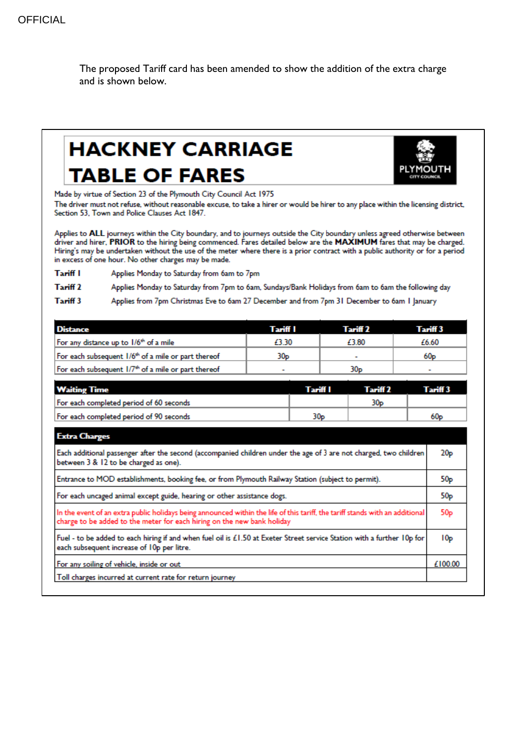OFFICIAL

The proposed Tariff card has been amended to show the addition of the extra charge and is shown below.

# HACKNEY CARRIAGE TABLE OF FARES

PLYMOUTH CITY COUNCIL

Made by virtue of Section 23 of the Plymouth City Council Act 1975

The driver must not refuse, without reasonable excuse, to take a hirer or would be hirer to any place within the licensing district, Section 53, Town and Police Clauses Act 1847.

Applies to **ALL** journeys within the City boundary, and to journeys outside the City boundary unless agreed otherwise between driver and hirer, **PRIOR** to the hiring being commenced. Fares detailed below are the **MAXIMUM** fares that may be charged. Hiring's may be undertaken without the use of the meter where there is a prior contract with a public authority or for a period in excess of one hour. No other charges may be made.

**Tariff 1** Applies Monday to Saturday from 6am to 7pm

**Tariff 2** Applies Monday to Saturday from 7pm to 6am, Sundays/Bank Holidays from 6am to 6am the following day

**Tariff 3** Applies from 7pm Christmas Eve to 6am 27 December and from 7pm 31 December to 6am 1 January

| Distance | Tariff 1 | Tariff 2 | Tariff 3 |
|---|---|---|---|
| For any distance up to 1/6th of a mile | £3.30 | £3.80 | £6.60 |
| For each subsequent 1/6th of a mile or part thereof | 30p | - | 60p |
| For each subsequent 1/7th of a mile or part thereof | - | 30p | - |

| Waiting Time | Tariff 1 | Tariff 2 | Tariff 3 |
|---|---|---|---|
| For each completed period of 60 seconds | | 30p | |
| For each completed period of 90 seconds | 30p | | 60p |

| Extra Charges | |
|---|---|
| Each additional passenger after the second (accompanied children under the age of 3 are not charged, two children between 3 & 12 to be charged as one). | 20p |
| Entrance to MOD establishments, booking fee, or from Plymouth Railway Station (subject to permit). | 50p |
| For each uncaged animal except guide, hearing or other assistance dogs. | 50p |
| In the event of an extra public holidays being announced within the life of this tariff, the tariff stands with an additional charge to be added to the meter for each hiring on the new bank holiday | 50p |
| Fuel - to be added to each hiring if and when fuel oil is £1.50 at Exeter Street service Station with a further 10p for each subsequent increase of 10p per litre. | 10p |
| For any soiling of vehicle, inside or out | £100.00 |
| Toll charges incurred at current rate for return journey | |